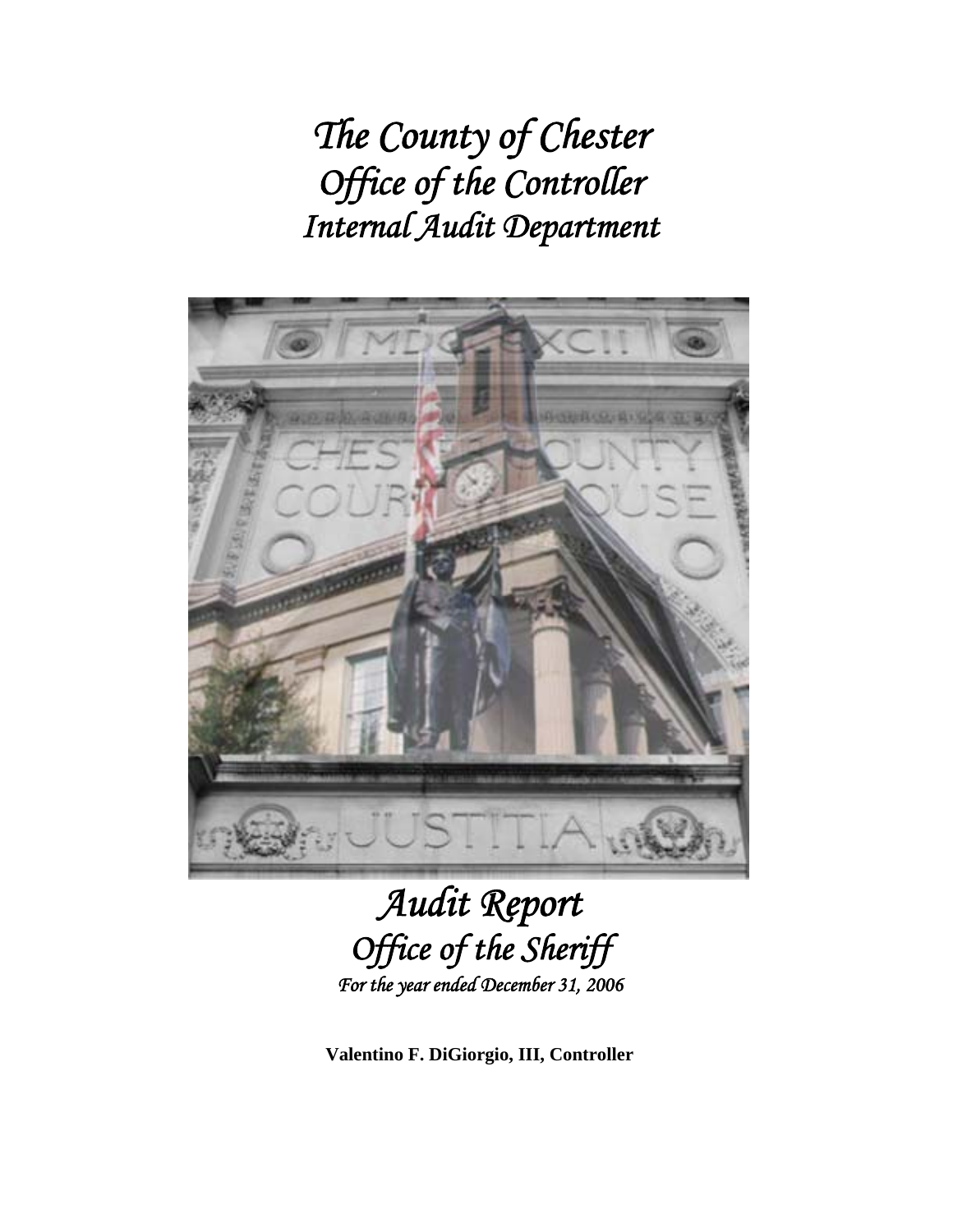# *The County of Chester*
# *Office of the Controller*
# *Internal Audit Department*

# *Audit Report*
## *Office of the Sheriff*
*For the year ended December 31, 2006*

**Valentino F. DiGiorgio, III, Controller**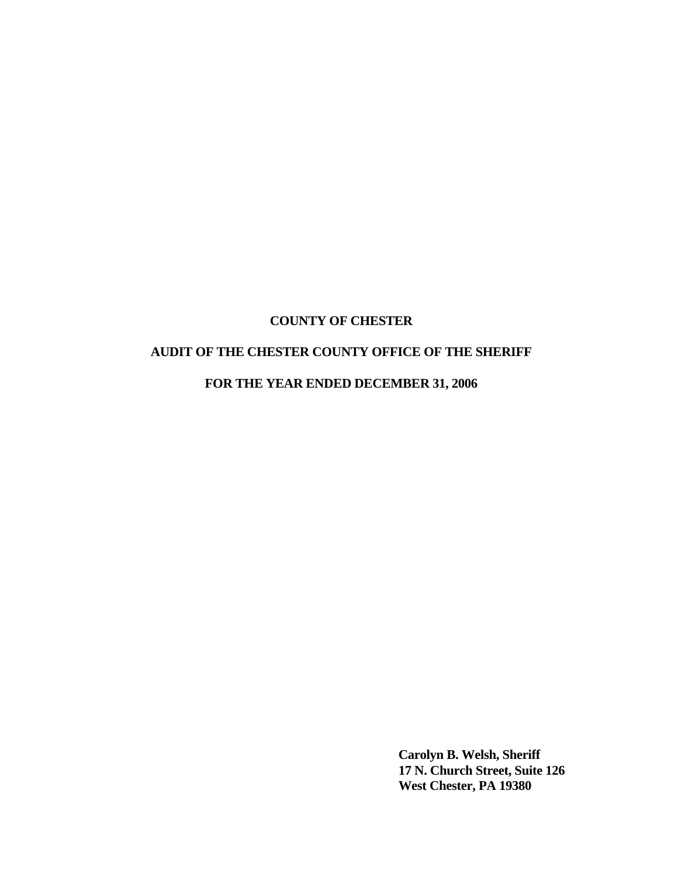**COUNTY OF CHESTER**

**AUDIT OF THE CHESTER COUNTY OFFICE OF THE SHERIFF**

**FOR THE YEAR ENDED DECEMBER 31, 2006**

**Carolyn B. Welsh, Sheriff**
**17 N. Church Street, Suite 126**
**West Chester, PA 19380**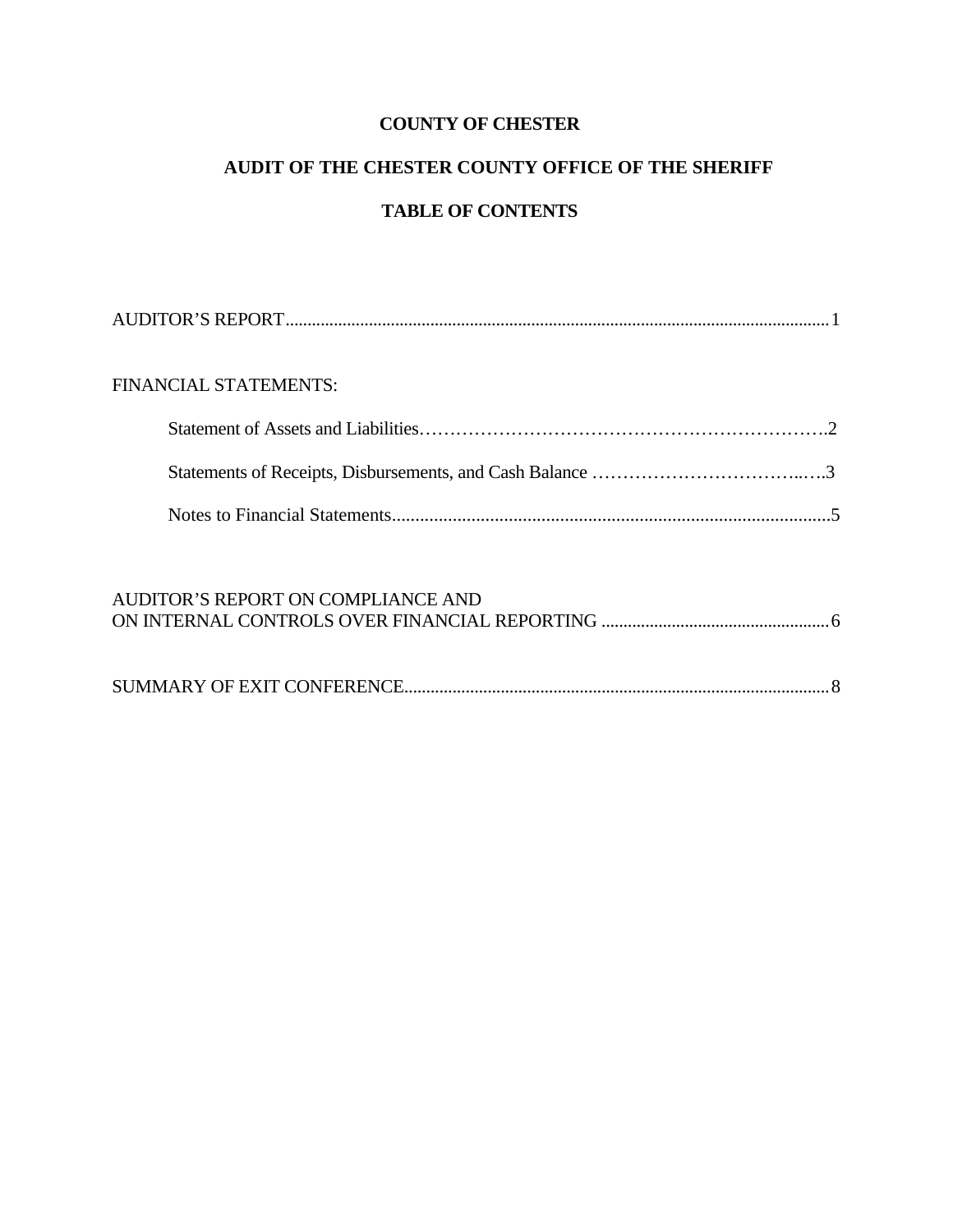# COUNTY OF CHESTER

## AUDIT OF THE CHESTER COUNTY OFFICE OF THE SHERIFF

## TABLE OF CONTENTS

AUDITOR'S REPORT ........................................................................ 1

FINANCIAL STATEMENTS:

- Statement of Assets and Liabilities ........................................................ 2
- Statements of Receipts, Disbursements, and Cash Balance ........................................ 3
- Notes to Financial Statements ........................................................ 5

AUDITOR'S REPORT ON COMPLIANCE AND ON INTERNAL CONTROLS OVER FINANCIAL REPORTING ........................................ 6

SUMMARY OF EXIT CONFERENCE ........................................................ 8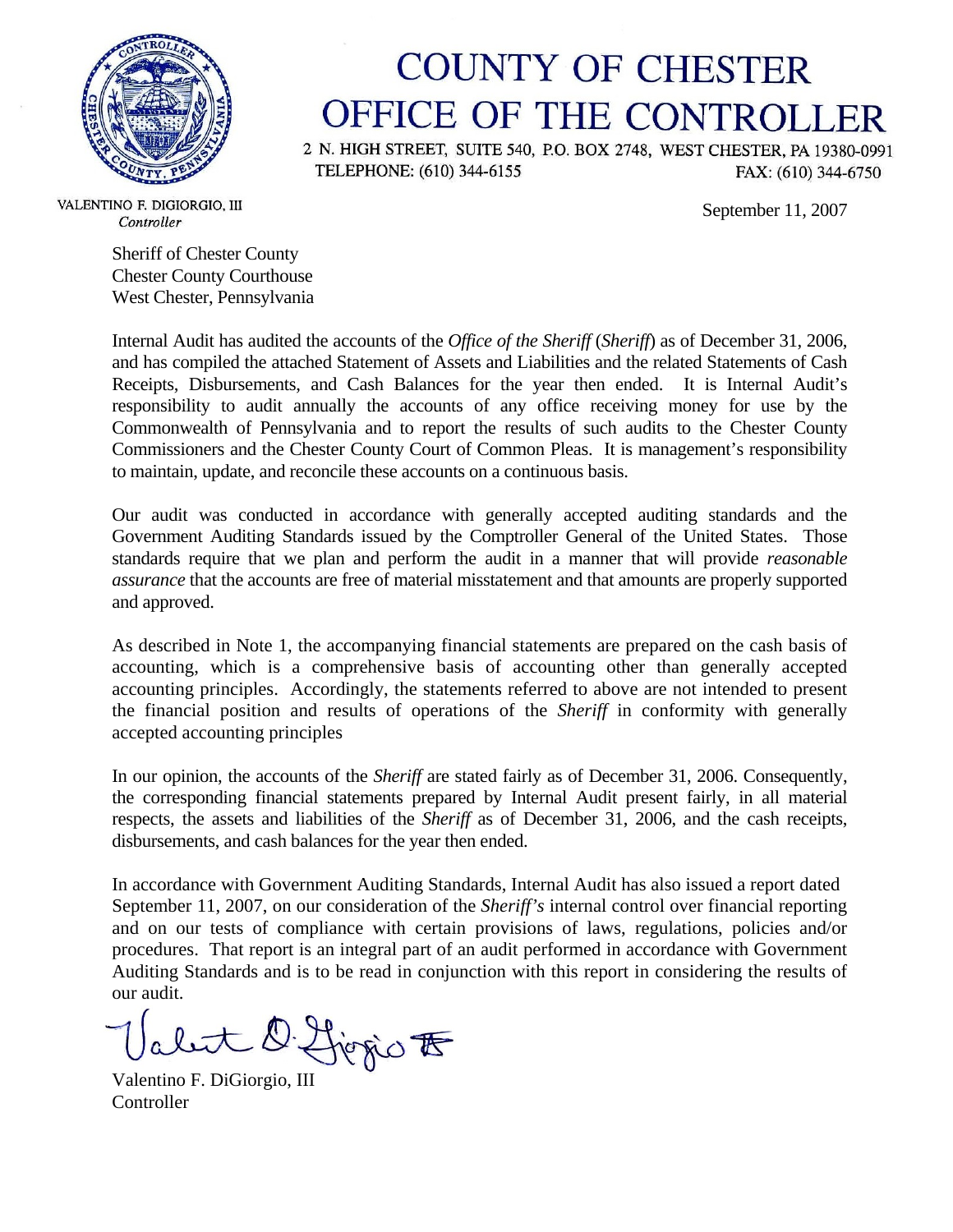# COUNTY OF CHESTER
# OFFICE OF THE CONTROLLER

2 N. HIGH STREET, SUITE 540, P.O. BOX 2748, WEST CHESTER, PA 19380-0991
TELEPHONE: (610) 344-6155 FAX: (610) 344-6750

VALENTINO F. DIGIORGIO, III
*Controller*

September 11, 2007

Sheriff of Chester County
Chester County Courthouse
West Chester, Pennsylvania

Internal Audit has audited the accounts of the *Office of the Sheriff* (*Sheriff*) as of December 31, 2006, and has compiled the attached Statement of Assets and Liabilities and the related Statements of Cash Receipts, Disbursements, and Cash Balances for the year then ended. It is Internal Audit's responsibility to audit annually the accounts of any office receiving money for use by the Commonwealth of Pennsylvania and to report the results of such audits to the Chester County Commissioners and the Chester County Court of Common Pleas. It is management's responsibility to maintain, update, and reconcile these accounts on a continuous basis.

Our audit was conducted in accordance with generally accepted auditing standards and the Government Auditing Standards issued by the Comptroller General of the United States. Those standards require that we plan and perform the audit in a manner that will provide *reasonable assurance* that the accounts are free of material misstatement and that amounts are properly supported and approved.

As described in Note 1, the accompanying financial statements are prepared on the cash basis of accounting, which is a comprehensive basis of accounting other than generally accepted accounting principles. Accordingly, the statements referred to above are not intended to present the financial position and results of operations of the *Sheriff* in conformity with generally accepted accounting principles

In our opinion, the accounts of the *Sheriff* are stated fairly as of December 31, 2006. Consequently, the corresponding financial statements prepared by Internal Audit present fairly, in all material respects, the assets and liabilities of the *Sheriff* as of December 31, 2006, and the cash receipts, disbursements, and cash balances for the year then ended.

In accordance with Government Auditing Standards, Internal Audit has also issued a report dated September 11, 2007, on our consideration of the *Sheriff's* internal control over financial reporting and on our tests of compliance with certain provisions of laws, regulations, policies and/or procedures. That report is an integral part of an audit performed in accordance with Government Auditing Standards and is to be read in conjunction with this report in considering the results of our audit.

Valentino F. DiGiorgio, III
Controller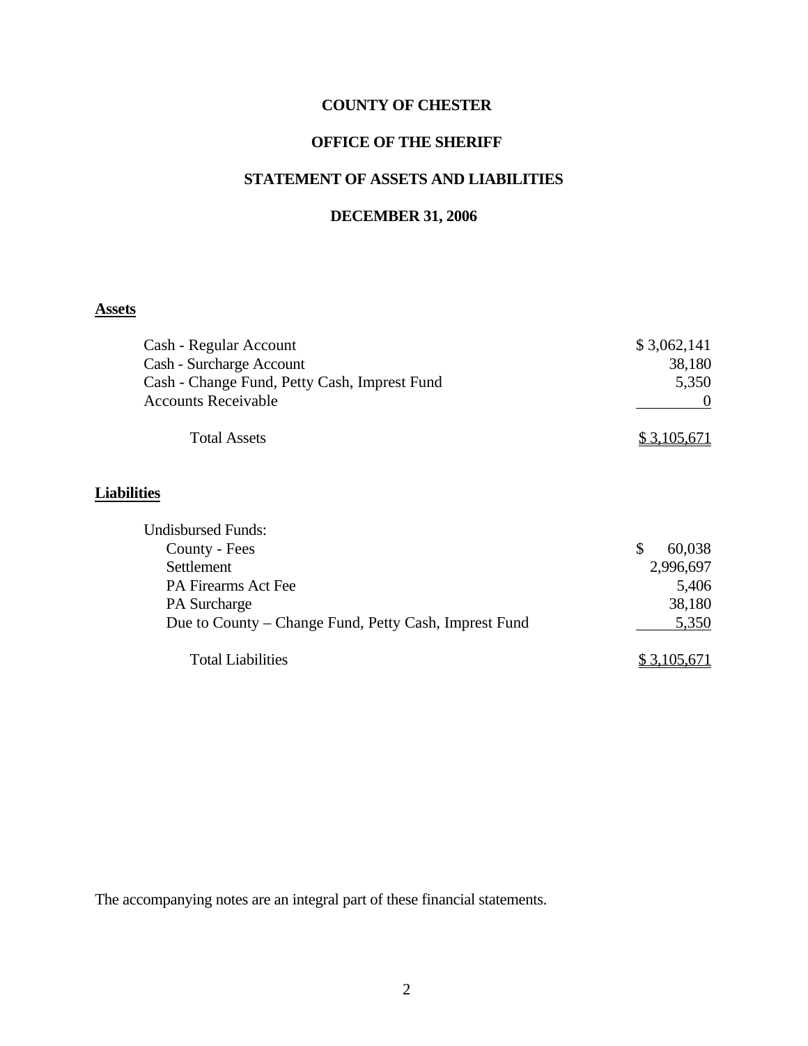**COUNTY OF CHESTER**

**OFFICE OF THE SHERIFF**

**STATEMENT OF ASSETS AND LIABILITIES**

**DECEMBER 31, 2006**

**Assets**

| | |
|---|---|
| Cash - Regular Account | $ 3,062,141 |
| Cash - Surcharge Account | 38,180 |
| Cash - Change Fund, Petty Cash, Imprest Fund | 5,350 |
| Accounts Receivable | 0 |
| Total Assets | $ 3,105,671 |

**Liabilities**

| | |
|---|---|
| Undisbursed Funds: | |
| County - Fees | $ 60,038 |
| Settlement | 2,996,697 |
| PA Firearms Act Fee | 5,406 |
| PA Surcharge | 38,180 |
| Due to County – Change Fund, Petty Cash, Imprest Fund | 5,350 |
| Total Liabilities | $ 3,105,671 |

The accompanying notes are an integral part of these financial statements.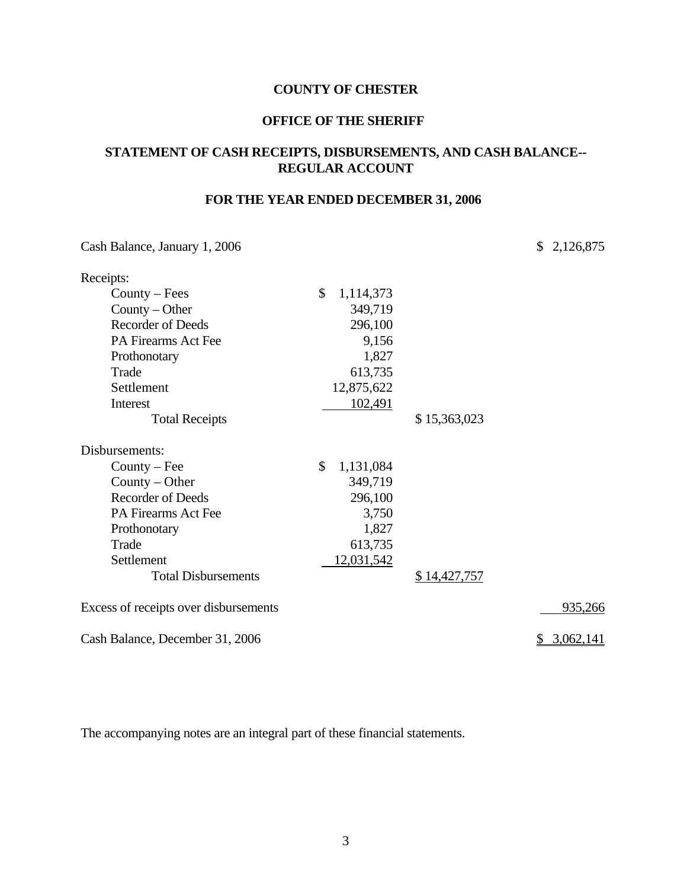**COUNTY OF CHESTER**

**OFFICE OF THE SHERIFF**

**STATEMENT OF CASH RECEIPTS, DISBURSEMENTS, AND CASH BALANCE-- REGULAR ACCOUNT**

**FOR THE YEAR ENDED DECEMBER 31, 2006**

| | | | |
|---|---|---|---|
| Cash Balance, January 1, 2006 | | | $ 2,126,875 |
| Receipts: | | | |
| County – Fees | $ 1,114,373 | | |
| County – Other | 349,719 | | |
| Recorder of Deeds | 296,100 | | |
| PA Firearms Act Fee | 9,156 | | |
| Prothonotary | 1,827 | | |
| Trade | 613,735 | | |
| Settlement | 12,875,622 | | |
| Interest | 102,491 | | |
| Total Receipts | | $ 15,363,023 | |
| Disbursements: | | | |
| County – Fee | $ 1,131,084 | | |
| County – Other | 349,719 | | |
| Recorder of Deeds | 296,100 | | |
| PA Firearms Act Fee | 3,750 | | |
| Prothonotary | 1,827 | | |
| Trade | 613,735 | | |
| Settlement | 12,031,542 | | |
| Total Disbursements | | $ 14,427,757 | |
| Excess of receipts over disbursements | | | 935,266 |
| Cash Balance, December 31, 2006 | | | $ 3,062,141 |

The accompanying notes are an integral part of these financial statements.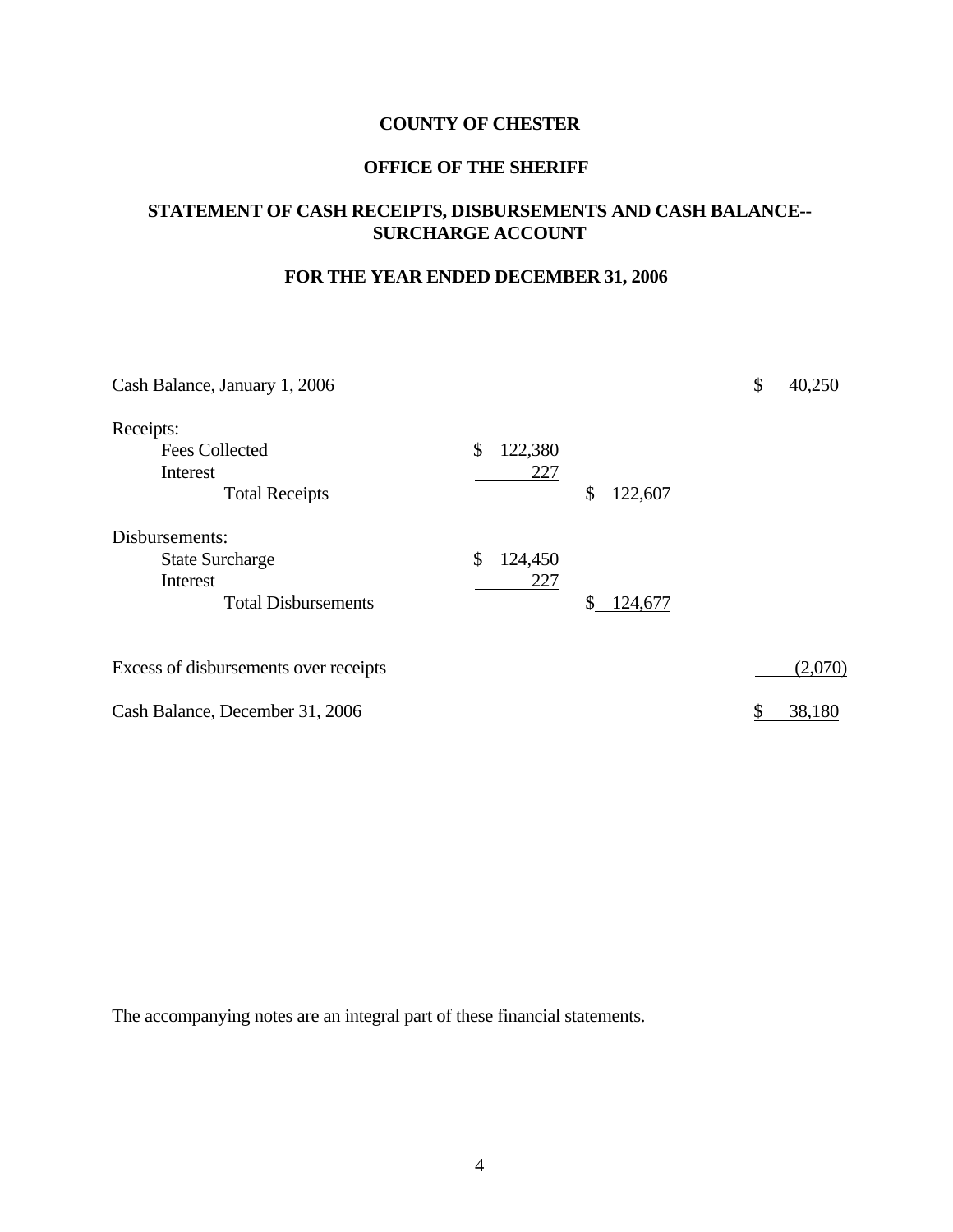**COUNTY OF CHESTER**

**OFFICE OF THE SHERIFF**

**STATEMENT OF CASH RECEIPTS, DISBURSEMENTS AND CASH BALANCE-- SURCHARGE ACCOUNT**

**FOR THE YEAR ENDED DECEMBER 31, 2006**

| | | | |
|---|---|---|---|
| Cash Balance, January 1, 2006 | | | $ 40,250 |
| Receipts: | | | |
| Fees Collected | $ 122,380 | | |
| Interest | 227 | | |
| Total Receipts | | $ 122,607 | |
| Disbursements: | | | |
| State Surcharge | $ 124,450 | | |
| Interest | 227 | | |
| Total Disbursements | | $ 124,677 | |
| Excess of disbursements over receipts | | | (2,070) |
| Cash Balance, December 31, 2006 | | | $ 38,180 |

The accompanying notes are an integral part of these financial statements.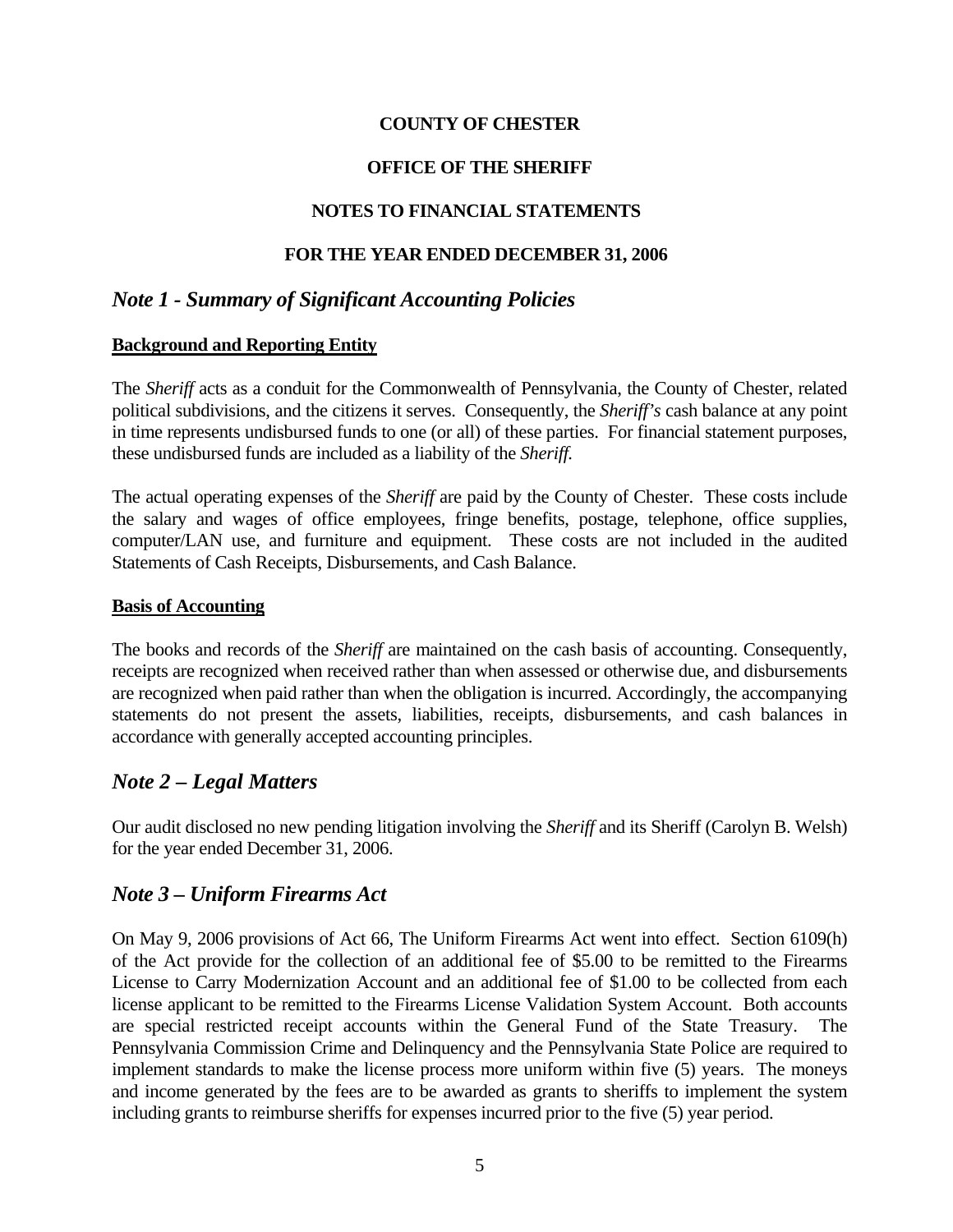**COUNTY OF CHESTER**

**OFFICE OF THE SHERIFF**

**NOTES TO FINANCIAL STATEMENTS**

**FOR THE YEAR ENDED DECEMBER 31, 2006**

## *Note 1 - Summary of Significant Accounting Policies*

**Background and Reporting Entity**

The *Sheriff* acts as a conduit for the Commonwealth of Pennsylvania, the County of Chester, related political subdivisions, and the citizens it serves. Consequently, the *Sheriff's* cash balance at any point in time represents undisbursed funds to one (or all) of these parties. For financial statement purposes, these undisbursed funds are included as a liability of the *Sheriff.*

The actual operating expenses of the *Sheriff* are paid by the County of Chester. These costs include the salary and wages of office employees, fringe benefits, postage, telephone, office supplies, computer/LAN use, and furniture and equipment. These costs are not included in the audited Statements of Cash Receipts, Disbursements, and Cash Balance.

**Basis of Accounting**

The books and records of the *Sheriff* are maintained on the cash basis of accounting. Consequently, receipts are recognized when received rather than when assessed or otherwise due, and disbursements are recognized when paid rather than when the obligation is incurred. Accordingly, the accompanying statements do not present the assets, liabilities, receipts, disbursements, and cash balances in accordance with generally accepted accounting principles.

## *Note 2 – Legal Matters*

Our audit disclosed no new pending litigation involving the *Sheriff* and its Sheriff (Carolyn B. Welsh) for the year ended December 31, 2006.

## *Note 3 – Uniform Firearms Act*

On May 9, 2006 provisions of Act 66, The Uniform Firearms Act went into effect. Section 6109(h) of the Act provide for the collection of an additional fee of $5.00 to be remitted to the Firearms License to Carry Modernization Account and an additional fee of $1.00 to be collected from each license applicant to be remitted to the Firearms License Validation System Account. Both accounts are special restricted receipt accounts within the General Fund of the State Treasury. The Pennsylvania Commission Crime and Delinquency and the Pennsylvania State Police are required to implement standards to make the license process more uniform within five (5) years. The moneys and income generated by the fees are to be awarded as grants to sheriffs to implement the system including grants to reimburse sheriffs for expenses incurred prior to the five (5) year period.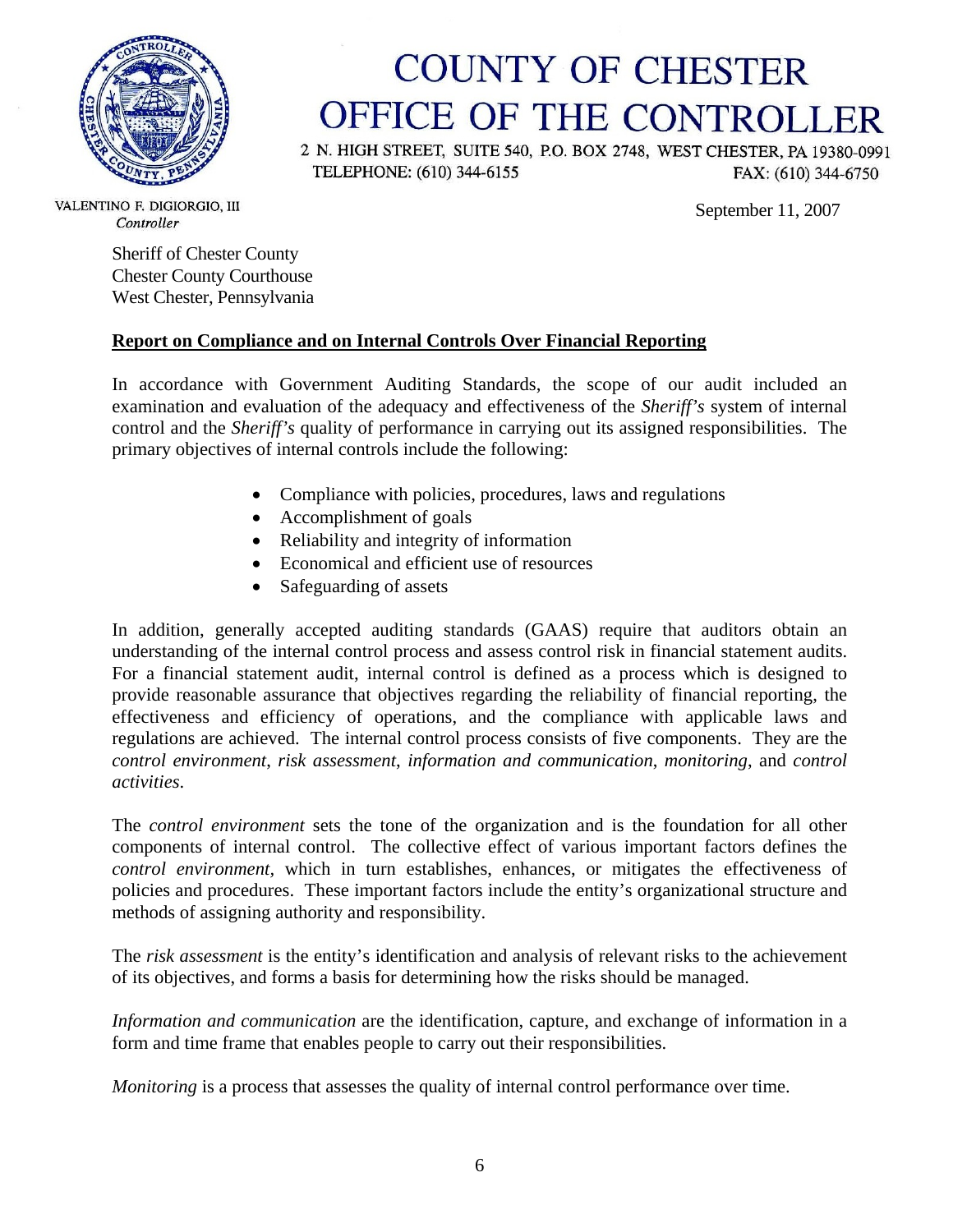# COUNTY OF CHESTER
# OFFICE OF THE CONTROLLER

2 N. HIGH STREET, SUITE 540, P.O. BOX 2748, WEST CHESTER, PA 19380-0991
TELEPHONE: (610) 344-6155 FAX: (610) 344-6750

VALENTINO F. DIGIORGIO, III
*Controller*

September 11, 2007

Sheriff of Chester County
Chester County Courthouse
West Chester, Pennsylvania

**Report on Compliance and on Internal Controls Over Financial Reporting**

In accordance with Government Auditing Standards, the scope of our audit included an examination and evaluation of the adequacy and effectiveness of the *Sheriff's* system of internal control and the *Sheriff's* quality of performance in carrying out its assigned responsibilities. The primary objectives of internal controls include the following:

- Compliance with policies, procedures, laws and regulations
- Accomplishment of goals
- Reliability and integrity of information
- Economical and efficient use of resources
- Safeguarding of assets

In addition, generally accepted auditing standards (GAAS) require that auditors obtain an understanding of the internal control process and assess control risk in financial statement audits. For a financial statement audit, internal control is defined as a process which is designed to provide reasonable assurance that objectives regarding the reliability of financial reporting, the effectiveness and efficiency of operations, and the compliance with applicable laws and regulations are achieved. The internal control process consists of five components. They are the *control environment*, *risk assessment*, *information and communication*, *monitoring*, and *control activities*.

The *control environment* sets the tone of the organization and is the foundation for all other components of internal control. The collective effect of various important factors defines the *control environment*, which in turn establishes, enhances, or mitigates the effectiveness of policies and procedures. These important factors include the entity's organizational structure and methods of assigning authority and responsibility.

The *risk assessment* is the entity's identification and analysis of relevant risks to the achievement of its objectives, and forms a basis for determining how the risks should be managed.

*Information and communication* are the identification, capture, and exchange of information in a form and time frame that enables people to carry out their responsibilities.

*Monitoring* is a process that assesses the quality of internal control performance over time.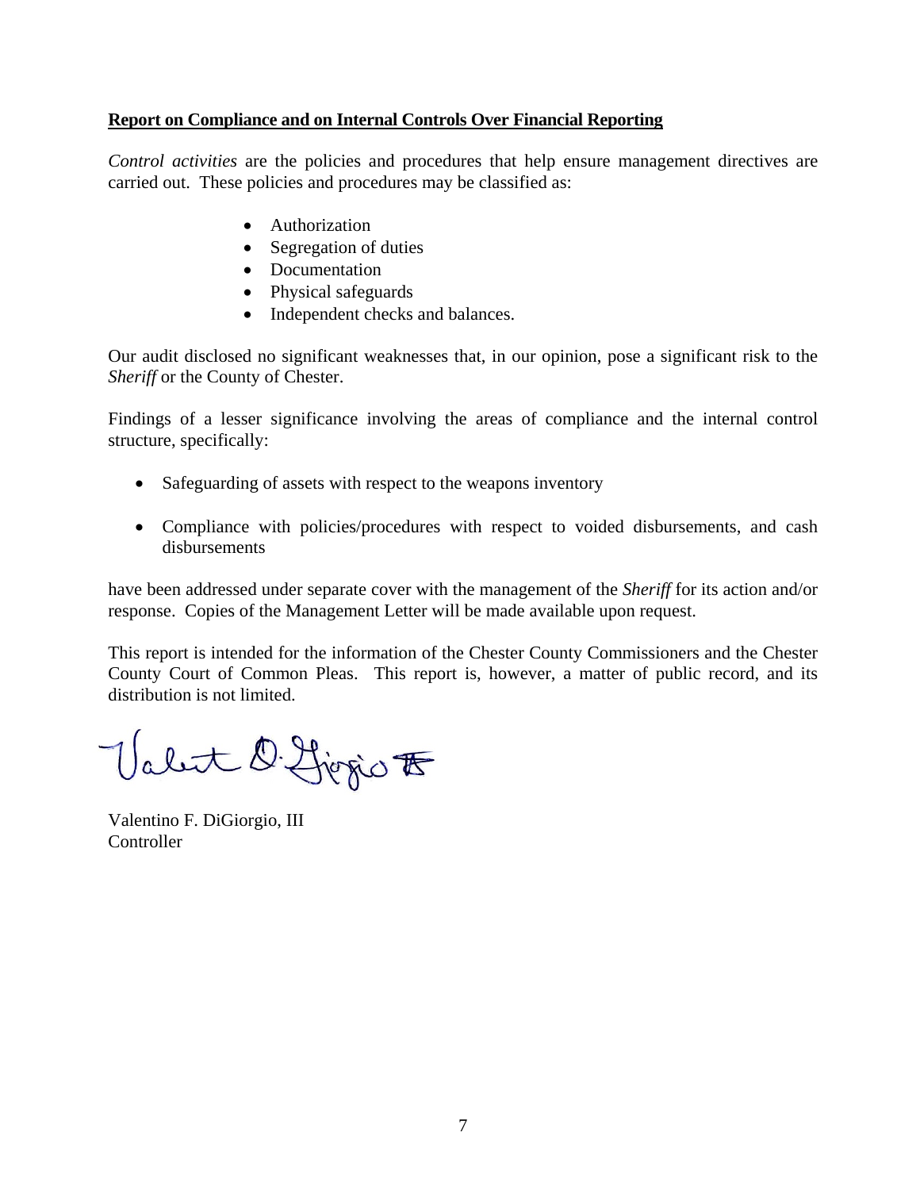**Report on Compliance and on Internal Controls Over Financial Reporting**

*Control activities* are the policies and procedures that help ensure management directives are carried out. These policies and procedures may be classified as:

- Authorization
- Segregation of duties
- Documentation
- Physical safeguards
- Independent checks and balances.

Our audit disclosed no significant weaknesses that, in our opinion, pose a significant risk to the *Sheriff* or the County of Chester.

Findings of a lesser significance involving the areas of compliance and the internal control structure, specifically:

- Safeguarding of assets with respect to the weapons inventory

- Compliance with policies/procedures with respect to voided disbursements, and cash disbursements

have been addressed under separate cover with the management of the *Sheriff* for its action and/or response. Copies of the Management Letter will be made available upon request.

This report is intended for the information of the Chester County Commissioners and the Chester County Court of Common Pleas. This report is, however, a matter of public record, and its distribution is not limited.

Valentino F. DiGiorgio, III
Controller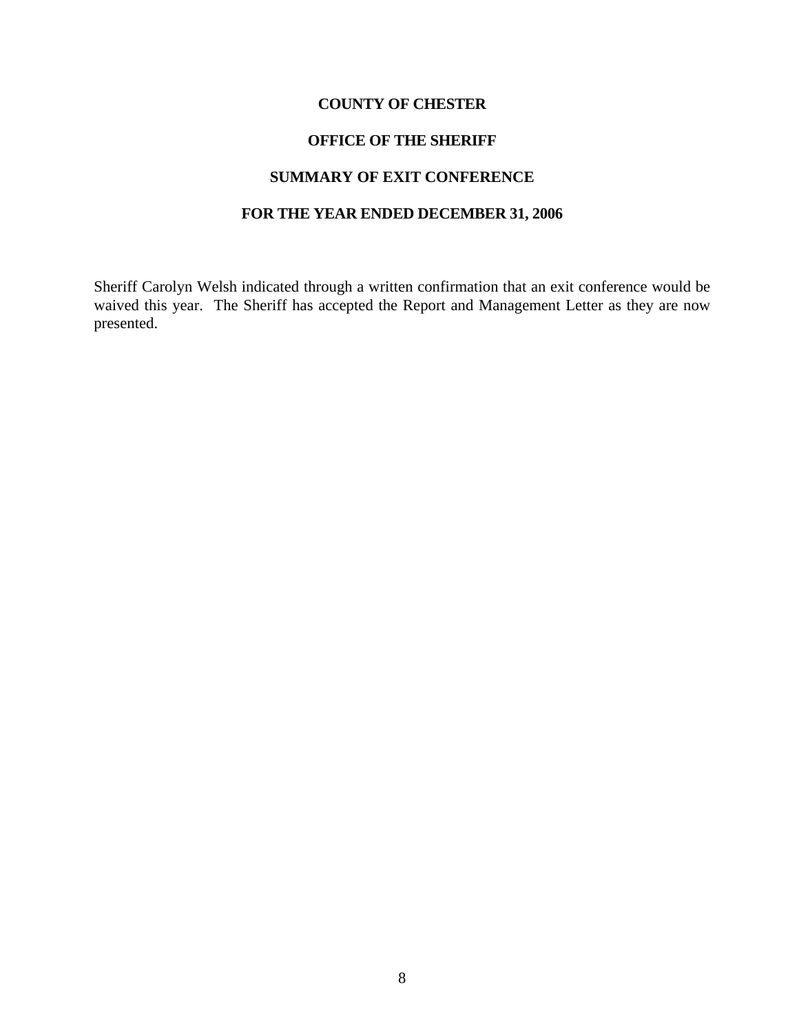**COUNTY OF CHESTER**

**OFFICE OF THE SHERIFF**

**SUMMARY OF EXIT CONFERENCE**

**FOR THE YEAR ENDED DECEMBER 31, 2006**

Sheriff Carolyn Welsh indicated through a written confirmation that an exit conference would be waived this year. The Sheriff has accepted the Report and Management Letter as they are now presented.